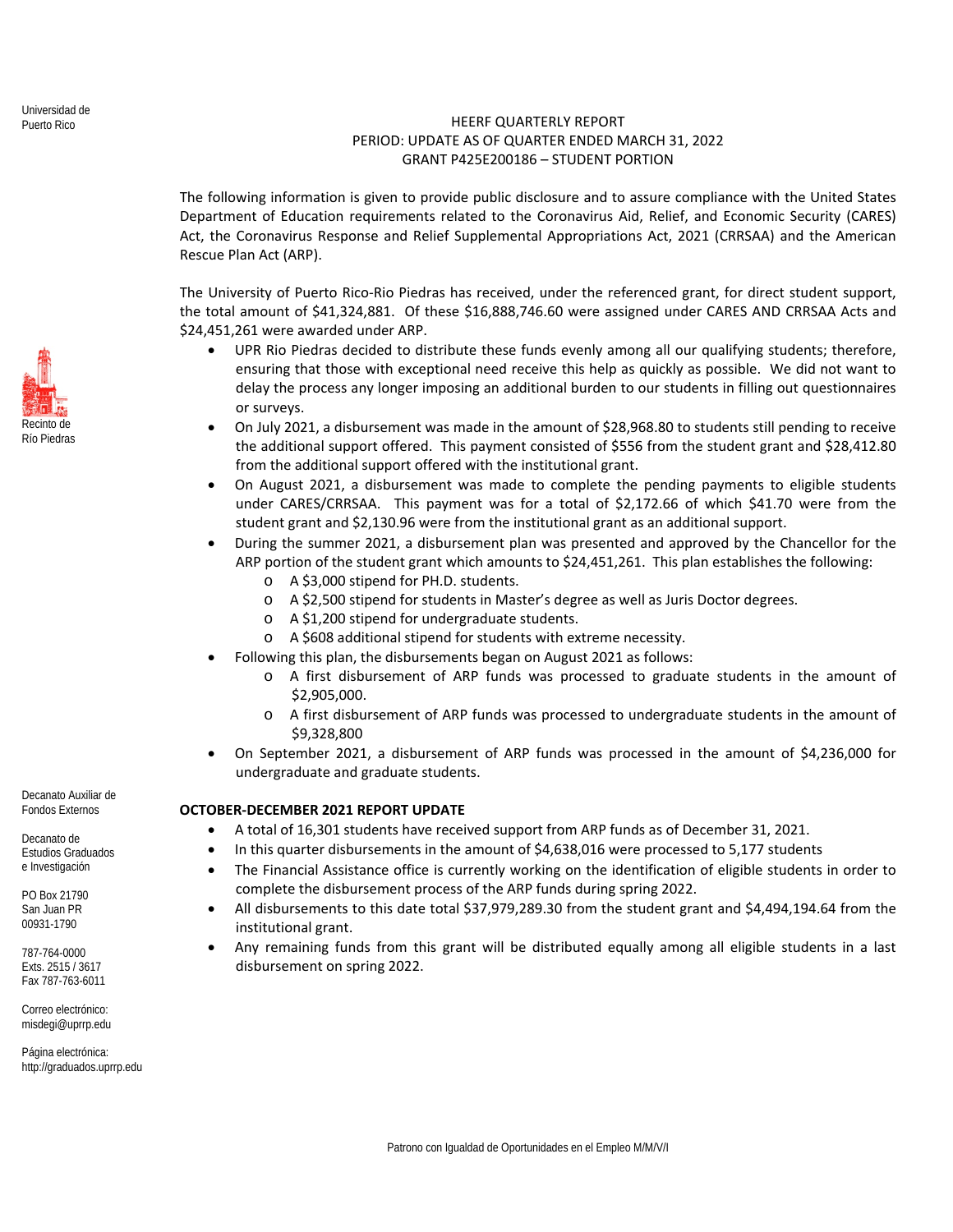Universidad de Puerto Rico

# HEERF QUARTERLY REPORT
## PERIOD: UPDATE AS OF QUARTER ENDED MARCH 31, 2022
## GRANT P425E200186 – STUDENT PORTION

The following information is given to provide public disclosure and to assure compliance with the United States Department of Education requirements related to the Coronavirus Aid, Relief, and Economic Security (CARES) Act, the Coronavirus Response and Relief Supplemental Appropriations Act, 2021 (CRRSAA) and the American Rescue Plan Act (ARP).

The University of Puerto Rico-Rio Piedras has received, under the referenced grant, for direct student support, the total amount of $41,324,881. Of these $16,888,746.60 were assigned under CARES AND CRRSAA Acts and $24,451,261 were awarded under ARP.

- UPR Rio Piedras decided to distribute these funds evenly among all our qualifying students; therefore, ensuring that those with exceptional need receive this help as quickly as possible. We did not want to delay the process any longer imposing an additional burden to our students in filling out questionnaires or surveys.
- On July 2021, a disbursement was made in the amount of $28,968.80 to students still pending to receive the additional support offered. This payment consisted of $556 from the student grant and $28,412.80 from the additional support offered with the institutional grant.
- On August 2021, a disbursement was made to complete the pending payments to eligible students under CARES/CRRSAA. This payment was for a total of $2,172.66 of which $41.70 were from the student grant and $2,130.96 were from the institutional grant as an additional support.
- During the summer 2021, a disbursement plan was presented and approved by the Chancellor for the ARP portion of the student grant which amounts to $24,451,261. This plan establishes the following:
  - A $3,000 stipend for PH.D. students.
  - A $2,500 stipend for students in Master's degree as well as Juris Doctor degrees.
  - A $1,200 stipend for undergraduate students.
  - A $608 additional stipend for students with extreme necessity.
- Following this plan, the disbursements began on August 2021 as follows:
  - A first disbursement of ARP funds was processed to graduate students in the amount of $2,905,000.
  - A first disbursement of ARP funds was processed to undergraduate students in the amount of $9,328,800
- On September 2021, a disbursement of ARP funds was processed in the amount of $4,236,000 for undergraduate and graduate students.

### OCTOBER-DECEMBER 2021 REPORT UPDATE

- A total of 16,301 students have received support from ARP funds as of December 31, 2021.
- In this quarter disbursements in the amount of $4,638,016 were processed to 5,177 students
- The Financial Assistance office is currently working on the identification of eligible students in order to complete the disbursement process of the ARP funds during spring 2022.
- All disbursements to this date total $37,979,289.30 from the student grant and $4,494,194.64 from the institutional grant.
- Any remaining funds from this grant will be distributed equally among all eligible students in a last disbursement on spring 2022.

Recinto de Río Piedras

Decanato Auxiliar de Fondos Externos

Decanato de Estudios Graduados e Investigación

PO Box 21790
San Juan PR
00931-1790

787-764-0000
Exts. 2515 / 3617
Fax 787-763-6011

Correo electrónico:
misdegi@uprrp.edu

Página electrónica:
http://graduados.uprrp.edu

Patrono con Igualdad de Oportunidades en el Empleo M/M/V/I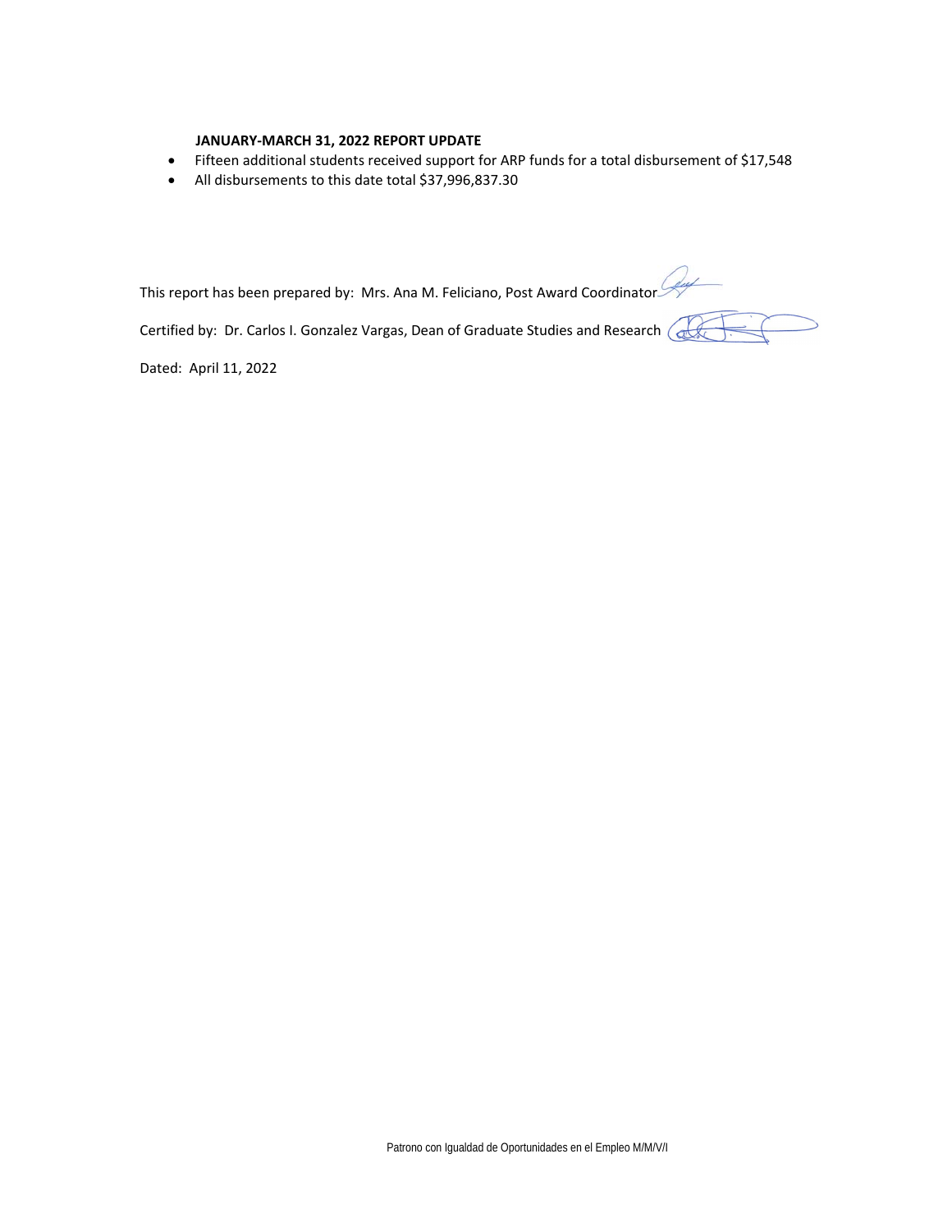**JANUARY-MARCH 31, 2022 REPORT UPDATE**

- Fifteen additional students received support for ARP funds for a total disbursement of $17,548
- All disbursements to this date total $37,996,837.30

This report has been prepared by: Mrs. Ana M. Feliciano, Post Award Coordinator

Certified by: Dr. Carlos I. Gonzalez Vargas, Dean of Graduate Studies and Research

Dated: April 11, 2022

Patrono con Igualdad de Oportunidades en el Empleo M/M/V/I